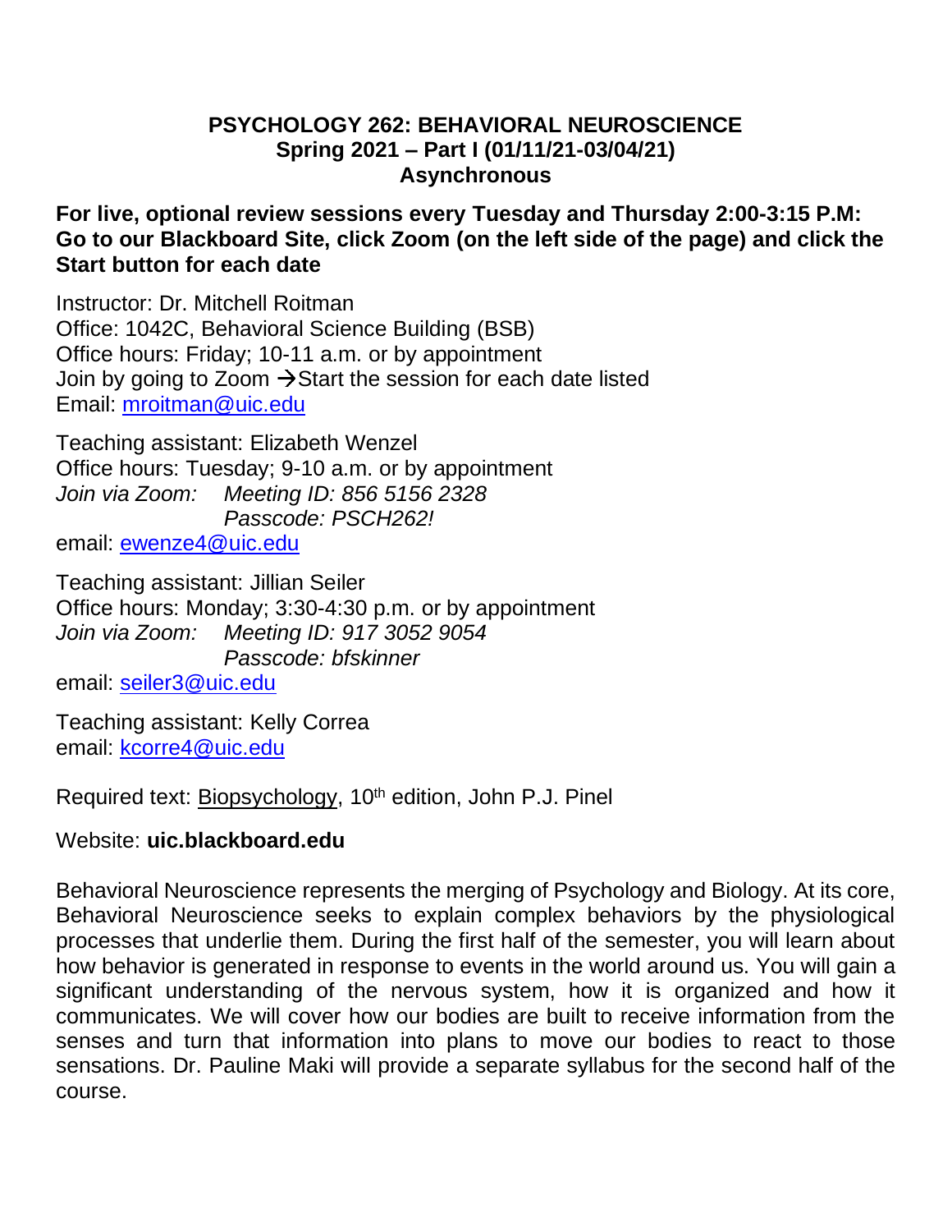# PSYCHOLOGY 262: BEHAVIORAL NEUROSCIENCE

**Spring 2021 – Part I (01/11/21-03/04/21)**

**Asynchronous**

**For live, optional review sessions every Tuesday and Thursday 2:00-3:15 P.M: Go to our Blackboard Site, click Zoom (on the left side of the page) and click the Start button for each date**

Instructor: Dr. Mitchell Roitman
Office: 1042C, Behavioral Science Building (BSB)
Office hours: Friday; 10-11 a.m. or by appointment
Join by going to Zoom →Start the session for each date listed
Email: mroitman@uic.edu

Teaching assistant: Elizabeth Wenzel
Office hours: Tuesday; 9-10 a.m. or by appointment
*Join via Zoom: Meeting ID: 856 5156 2328*
*Passcode: PSCH262!*
email: ewenze4@uic.edu

Teaching assistant: Jillian Seiler
Office hours: Monday; 3:30-4:30 p.m. or by appointment
*Join via Zoom: Meeting ID: 917 3052 9054*
*Passcode: bfskinner*
email: seiler3@uic.edu

Teaching assistant: Kelly Correa
email: kcorre4@uic.edu

Required text: Biopsychology, 10th edition, John P.J. Pinel

Website: **uic.blackboard.edu**

Behavioral Neuroscience represents the merging of Psychology and Biology. At its core, Behavioral Neuroscience seeks to explain complex behaviors by the physiological processes that underlie them. During the first half of the semester, you will learn about how behavior is generated in response to events in the world around us. You will gain a significant understanding of the nervous system, how it is organized and how it communicates. We will cover how our bodies are built to receive information from the senses and turn that information into plans to move our bodies to react to those sensations. Dr. Pauline Maki will provide a separate syllabus for the second half of the course.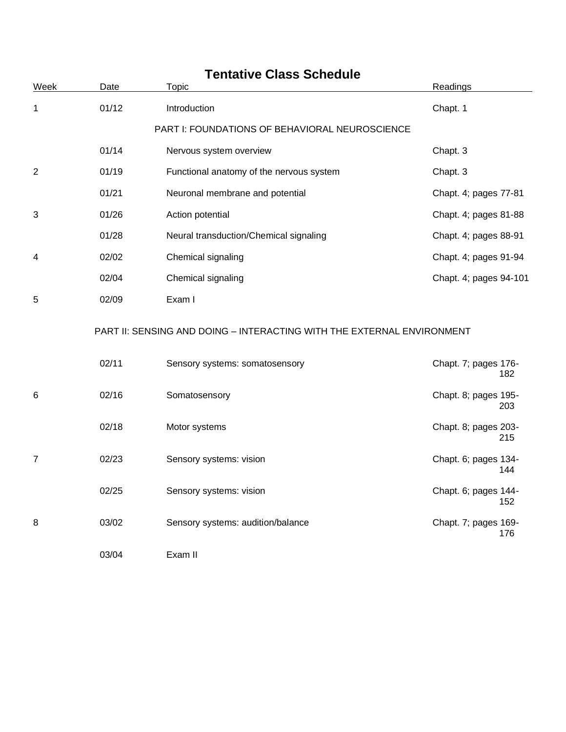# Tentative Class Schedule

| Week | Date | Topic | Readings |
|---|---|---|---|
| 1 | 01/12 | Introduction | Chapt. 1 |
| | | PART I: FOUNDATIONS OF BEHAVIORAL NEUROSCIENCE | |
| | 01/14 | Nervous system overview | Chapt. 3 |
| 2 | 01/19 | Functional anatomy of the nervous system | Chapt. 3 |
| | 01/21 | Neuronal membrane and potential | Chapt. 4; pages 77-81 |
| 3 | 01/26 | Action potential | Chapt. 4; pages 81-88 |
| | 01/28 | Neural transduction/Chemical signaling | Chapt. 4; pages 88-91 |
| 4 | 02/02 | Chemical signaling | Chapt. 4; pages 91-94 |
| | 02/04 | Chemical signaling | Chapt. 4; pages 94-101 |
| 5 | 02/09 | Exam I | |
| | | PART II: SENSING AND DOING – INTERACTING WITH THE EXTERNAL ENVIRONMENT | |
| | 02/11 | Sensory systems: somatosensory | Chapt. 7; pages 176-182 |
| 6 | 02/16 | Somatosensory | Chapt. 8; pages 195-203 |
| | 02/18 | Motor systems | Chapt. 8; pages 203-215 |
| 7 | 02/23 | Sensory systems: vision | Chapt. 6; pages 134-144 |
| | 02/25 | Sensory systems: vision | Chapt. 6; pages 144-152 |
| 8 | 03/02 | Sensory systems: audition/balance | Chapt. 7; pages 169-176 |
| | 03/04 | Exam II | |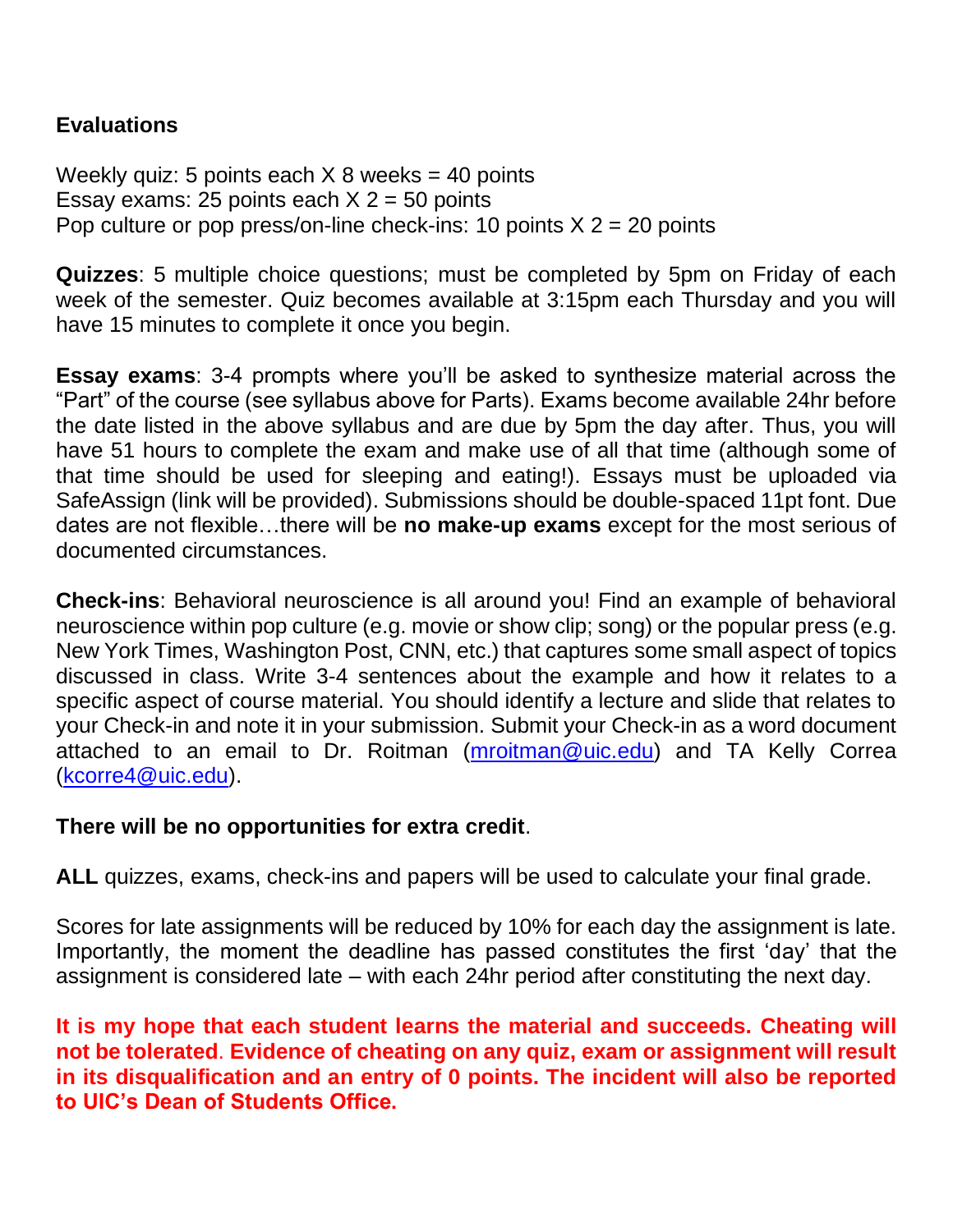**Evaluations**

Weekly quiz: 5 points each X 8 weeks = 40 points
Essay exams: 25 points each X 2 = 50 points
Pop culture or pop press/on-line check-ins: 10 points X 2 = 20 points

**Quizzes**: 5 multiple choice questions; must be completed by 5pm on Friday of each week of the semester. Quiz becomes available at 3:15pm each Thursday and you will have 15 minutes to complete it once you begin.

**Essay exams**: 3-4 prompts where you'll be asked to synthesize material across the "Part" of the course (see syllabus above for Parts). Exams become available 24hr before the date listed in the above syllabus and are due by 5pm the day after. Thus, you will have 51 hours to complete the exam and make use of all that time (although some of that time should be used for sleeping and eating!). Essays must be uploaded via SafeAssign (link will be provided). Submissions should be double-spaced 11pt font. Due dates are not flexible…there will be **no make-up exams** except for the most serious of documented circumstances.

**Check-ins**: Behavioral neuroscience is all around you! Find an example of behavioral neuroscience within pop culture (e.g. movie or show clip; song) or the popular press (e.g. New York Times, Washington Post, CNN, etc.) that captures some small aspect of topics discussed in class. Write 3-4 sentences about the example and how it relates to a specific aspect of course material. You should identify a lecture and slide that relates to your Check-in and note it in your submission. Submit your Check-in as a word document attached to an email to Dr. Roitman (mroitman@uic.edu) and TA Kelly Correa (kcorre4@uic.edu).

**There will be no opportunities for extra credit**.

**ALL** quizzes, exams, check-ins and papers will be used to calculate your final grade.

Scores for late assignments will be reduced by 10% for each day the assignment is late. Importantly, the moment the deadline has passed constitutes the first 'day' that the assignment is considered late – with each 24hr period after constituting the next day.

**It is my hope that each student learns the material and succeeds. Cheating will not be tolerated. Evidence of cheating on any quiz, exam or assignment will result in its disqualification and an entry of 0 points. The incident will also be reported to UIC's Dean of Students Office.**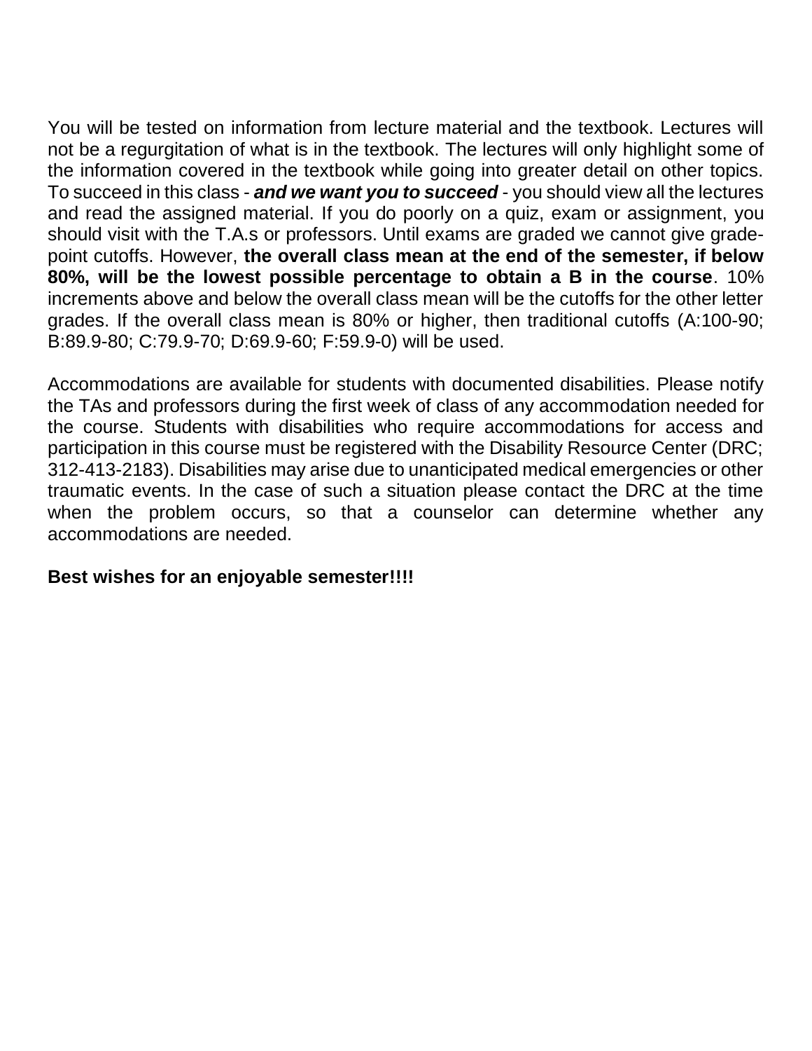You will be tested on information from lecture material and the textbook. Lectures will not be a regurgitation of what is in the textbook. The lectures will only highlight some of the information covered in the textbook while going into greater detail on other topics. To succeed in this class - ***and we want you to succeed*** - you should view all the lectures and read the assigned material. If you do poorly on a quiz, exam or assignment, you should visit with the T.A.s or professors. Until exams are graded we cannot give grade-point cutoffs. However, **the overall class mean at the end of the semester, if below 80%, will be the lowest possible percentage to obtain a B in the course**. 10% increments above and below the overall class mean will be the cutoffs for the other letter grades. If the overall class mean is 80% or higher, then traditional cutoffs (A:100-90; B:89.9-80; C:79.9-70; D:69.9-60; F:59.9-0) will be used.

Accommodations are available for students with documented disabilities. Please notify the TAs and professors during the first week of class of any accommodation needed for the course. Students with disabilities who require accommodations for access and participation in this course must be registered with the Disability Resource Center (DRC; 312-413-2183). Disabilities may arise due to unanticipated medical emergencies or other traumatic events. In the case of such a situation please contact the DRC at the time when the problem occurs, so that a counselor can determine whether any accommodations are needed.

**Best wishes for an enjoyable semester!!!!**